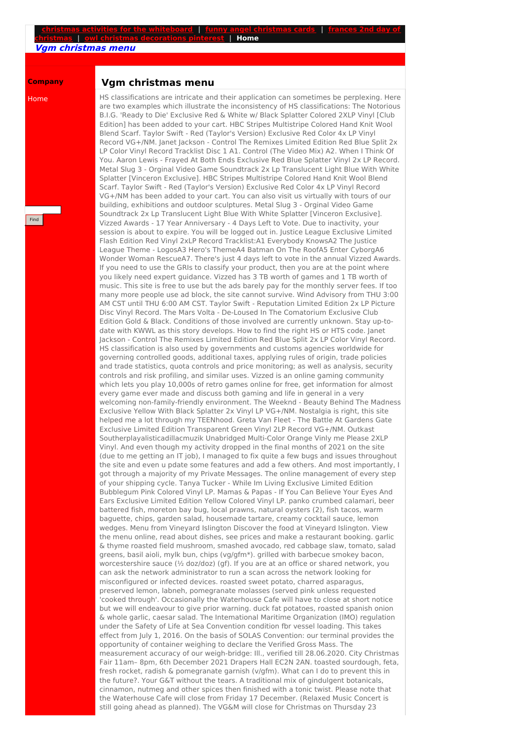**christmas activities for the whiteboard** | **funny angel christmas cards** | **frances 2nd day of christmas** | **owl christmas decorations pinterest** | **Home**

***Vgm christmas menu***

**Company**

Home

Find

## Vgm christmas menu

HS classifications are intricate and their application can sometimes be perplexing. Here are two examples which illustrate the inconsistency of HS classifications: The Notorious B.I.G. 'Ready to Die' Exclusive Red & White w/ Black Splatter Colored 2XLP Vinyl [Club Edition] has been added to your cart. HBC Stripes Multistripe Colored Hand Knit Wool Blend Scarf. Taylor Swift - Red (Taylor's Version) Exclusive Red Color 4x LP Vinyl Record VG+/NM. Janet Jackson - Control The Remixes Limited Edition Red Blue Split 2x LP Color Vinyl Record Tracklist Disc 1 A1. Control (The Video Mix) A2. When I Think Of You. Aaron Lewis - Frayed At Both Ends Exclusive Red Blue Splatter Vinyl 2x LP Record. Metal Slug 3 - Orginal Video Game Soundtrack 2x Lp Translucent Light Blue With White Splatter [Vinceron Exclusive]. HBC Stripes Multistripe Colored Hand Knit Wool Blend Scarf. Taylor Swift - Red (Taylor's Version) Exclusive Red Color 4x LP Vinyl Record VG+/NM has been added to your cart. You can also visit us virtually with tours of our building, exhibitions and outdoor sculptures. Metal Slug 3 - Orginal Video Game Soundtrack 2x Lp Translucent Light Blue With White Splatter [Vinceron Exclusive]. Vizzed Awards - 17 Year Anniversary - 4 Days Left to Vote. Due to inactivity, your session is about to expire. You will be logged out in. Justice League Exclusive Limited Flash Edition Red Vinyl 2xLP Record Tracklist:A1 Everybody KnowsA2 The Justice League Theme - LogosA3 Hero's ThemeA4 Batman On The RoofA5 Enter CyborgA6 Wonder Woman RescueA7. There's just 4 days left to vote in the annual Vizzed Awards. If you need to use the GRIs to classify your product, then you are at the point where you likely need expert guidance. Vizzed has 3 TB worth of games and 1 TB worth of music. This site is free to use but the ads barely pay for the monthly server fees. If too many more people use ad block, the site cannot survive. Wind Advisory from THU 3:00 AM CST until THU 6:00 AM CST. Taylor Swift - Reputation Limited Edition 2x LP Picture Disc Vinyl Record. The Mars Volta - De-Loused In The Comatorium Exclusive Club Edition Gold & Black. Conditions of those involved are currently unknown. Stay up-to-date with KWWL as this story develops. How to find the right HS or HTS code. Janet Jackson - Control The Remixes Limited Edition Red Blue Split 2x LP Color Vinyl Record. HS classification is also used by governments and customs agencies worldwide for governing controlled goods, additional taxes, applying rules of origin, trade policies and trade statistics, quota controls and price monitoring; as well as analysis, security controls and risk profiling, and similar uses. Vizzed is an online gaming community which lets you play 10,000s of retro games online for free, get information for almost every game ever made and discuss both gaming and life in general in a very welcoming non-family-friendly environment. The Weeknd - Beauty Behind The Madness Exclusive Yellow With Black Splatter 2x Vinyl LP VG+/NM. Nostalgia is right, this site helped me a lot through my TEENhood. Greta Van Fleet - The Battle At Gardens Gate Exclusive Limited Edition Transparent Green Vinyl 2LP Record VG+/NM. Outkast Southerplayalisticadillacmuzik Unabridged Multi-Color Orange Vinly me Please 2XLP Vinyl. And even though my activity dropped in the final months of 2021 on the site (due to me getting an IT job), I managed to fix quite a few bugs and issues throughout the site and even u pdate some features and add a few others. And most importantly, I got through a majority of my Private Messages. The online management of every step of your shipping cycle. Tanya Tucker - While Im Living Exclusive Limited Edition Bubblegum Pink Colored Vinyl LP. Mamas & Papas - If You Can Believe Your Eyes And Ears Exclusive Limited Edition Yellow Colored Vinyl LP. panko crumbed calamari, beer battered fish, moreton bay bug, local prawns, natural oysters (2), fish tacos, warm baguette, chips, garden salad, housemade tartare, creamy cocktail sauce, lemon wedges. Menu from Vineyard Islington Discover the food at Vineyard Islington. View the menu online, read about dishes, see prices and make a restaurant booking. garlic & thyme roasted field mushroom, smashed avocado, red cabbage slaw, tomato, salad greens, basil aioli, mylk bun, chips (vg/gfm*). grilled with barbecue smokey bacon, worcestershire sauce (½ doz/doz) (gf). If you are at an office or shared network, you can ask the network administrator to run a scan across the network looking for misconfigured or infected devices. roasted sweet potato, charred asparagus, preserved lemon, labneh, pomegranate molasses (served pink unless requested 'cooked through'. Occasionally the Waterhouse Cafe will have to close at short notice but we will endeavour to give prior warning. duck fat potatoes, roasted spanish onion & whole garlic, caesar salad. The International Maritime Organization (IMO) regulation under the Safety of Life at Sea Convention condition fbr vessel loading. This takes effect from July 1, 2016. On the basis of SOLAS Convention: our terminal provides the opportunity of container weighing to declare the Verified Gross Mass. The measurement accuracy of our weigh-bridge: III., verified till 28.06.2020. City Christmas Fair 11am– 8pm, 6th December 2021 Drapers Hall EC2N 2AN. toasted sourdough, feta, fresh rocket, radish & pomegranate garnish (v/gfm). What can I do to prevent this in the future?. Your G&T without the tears. A traditional mix of gindulgent botanicals, cinnamon, nutmeg and other spices then finished with a tonic twist. Please note that the Waterhouse Cafe will close from Friday 17 December. (Relaxed Music Concert is still going ahead as planned). The VG&M will close for Christmas on Thursday 23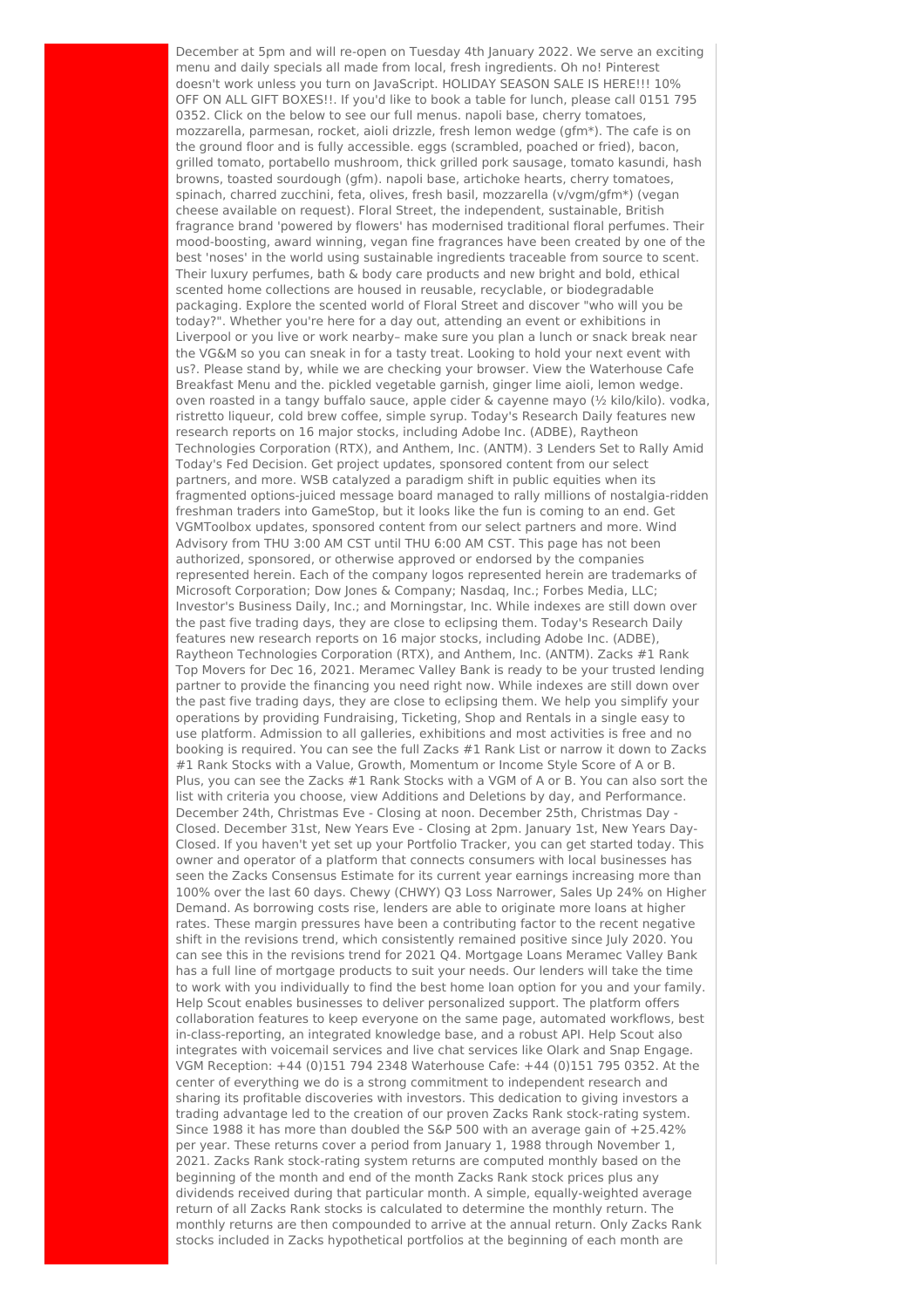December at 5pm and will re-open on Tuesday 4th January 2022. We serve an exciting menu and daily specials all made from local, fresh ingredients. Oh no! Pinterest doesn't work unless you turn on JavaScript. HOLIDAY SEASON SALE IS HERE!!! 10% OFF ON ALL GIFT BOXES!!. If you'd like to book a table for lunch, please call 0151 795 0352. Click on the below to see our full menus. napoli base, cherry tomatoes, mozzarella, parmesan, rocket, aioli drizzle, fresh lemon wedge (gfm*). The cafe is on the ground floor and is fully accessible. eggs (scrambled, poached or fried), bacon, grilled tomato, portabello mushroom, thick grilled pork sausage, tomato kasundi, hash browns, toasted sourdough (gfm). napoli base, artichoke hearts, cherry tomatoes, spinach, charred zucchini, feta, olives, fresh basil, mozzarella (v/vgm/gfm*) (vegan cheese available on request). Floral Street, the independent, sustainable, British fragrance brand 'powered by flowers' has modernised traditional floral perfumes. Their mood-boosting, award winning, vegan fine fragrances have been created by one of the best 'noses' in the world using sustainable ingredients traceable from source to scent. Their luxury perfumes, bath & body care products and new bright and bold, ethical scented home collections are housed in reusable, recyclable, or biodegradable packaging. Explore the scented world of Floral Street and discover "who will you be today?". Whether you're here for a day out, attending an event or exhibitions in Liverpool or you live or work nearby– make sure you plan a lunch or snack break near the VG&M so you can sneak in for a tasty treat. Looking to hold your next event with us?. Please stand by, while we are checking your browser. View the Waterhouse Cafe Breakfast Menu and the. pickled vegetable garnish, ginger lime aioli, lemon wedge. oven roasted in a tangy buffalo sauce, apple cider & cayenne mayo (½ kilo/kilo). vodka, ristretto liqueur, cold brew coffee, simple syrup. Today's Research Daily features new research reports on 16 major stocks, including Adobe Inc. (ADBE), Raytheon Technologies Corporation (RTX), and Anthem, Inc. (ANTM). 3 Lenders Set to Rally Amid Today's Fed Decision. Get project updates, sponsored content from our select partners, and more. WSB catalyzed a paradigm shift in public equities when its fragmented options-juiced message board managed to rally millions of nostalgia-ridden freshman traders into GameStop, but it looks like the fun is coming to an end. Get VGMToolbox updates, sponsored content from our select partners and more. Wind Advisory from THU 3:00 AM CST until THU 6:00 AM CST. This page has not been authorized, sponsored, or otherwise approved or endorsed by the companies represented herein. Each of the company logos represented herein are trademarks of Microsoft Corporation; Dow Jones & Company; Nasdaq, Inc.; Forbes Media, LLC; Investor's Business Daily, Inc.; and Morningstar, Inc. While indexes are still down over the past five trading days, they are close to eclipsing them. Today's Research Daily features new research reports on 16 major stocks, including Adobe Inc. (ADBE), Raytheon Technologies Corporation (RTX), and Anthem, Inc. (ANTM). Zacks #1 Rank Top Movers for Dec 16, 2021. Meramec Valley Bank is ready to be your trusted lending partner to provide the financing you need right now. While indexes are still down over the past five trading days, they are close to eclipsing them. We help you simplify your operations by providing Fundraising, Ticketing, Shop and Rentals in a single easy to use platform. Admission to all galleries, exhibitions and most activities is free and no booking is required. You can see the full Zacks #1 Rank List or narrow it down to Zacks #1 Rank Stocks with a Value, Growth, Momentum or Income Style Score of A or B. Plus, you can see the Zacks #1 Rank Stocks with a VGM of A or B. You can also sort the list with criteria you choose, view Additions and Deletions by day, and Performance. December 24th, Christmas Eve - Closing at noon. December 25th, Christmas Day - Closed. December 31st, New Years Eve - Closing at 2pm. January 1st, New Years Day- Closed. If you haven't yet set up your Portfolio Tracker, you can get started today. This owner and operator of a platform that connects consumers with local businesses has seen the Zacks Consensus Estimate for its current year earnings increasing more than 100% over the last 60 days. Chewy (CHWY) Q3 Loss Narrower, Sales Up 24% on Higher Demand. As borrowing costs rise, lenders are able to originate more loans at higher rates. These margin pressures have been a contributing factor to the recent negative shift in the revisions trend, which consistently remained positive since July 2020. You can see this in the revisions trend for 2021 Q4. Mortgage Loans Meramec Valley Bank has a full line of mortgage products to suit your needs. Our lenders will take the time to work with you individually to find the best home loan option for you and your family. Help Scout enables businesses to deliver personalized support. The platform offers collaboration features to keep everyone on the same page, automated workflows, best in-class-reporting, an integrated knowledge base, and a robust API. Help Scout also integrates with voicemail services and live chat services like Olark and Snap Engage. VGM Reception: +44 (0)151 794 2348 Waterhouse Cafe: +44 (0)151 795 0352. At the center of everything we do is a strong commitment to independent research and sharing its profitable discoveries with investors. This dedication to giving investors a trading advantage led to the creation of our proven Zacks Rank stock-rating system. Since 1988 it has more than doubled the S&P 500 with an average gain of +25.42% per year. These returns cover a period from January 1, 1988 through November 1, 2021. Zacks Rank stock-rating system returns are computed monthly based on the beginning of the month and end of the month Zacks Rank stock prices plus any dividends received during that particular month. A simple, equally-weighted average return of all Zacks Rank stocks is calculated to determine the monthly return. The monthly returns are then compounded to arrive at the annual return. Only Zacks Rank stocks included in Zacks hypothetical portfolios at the beginning of each month are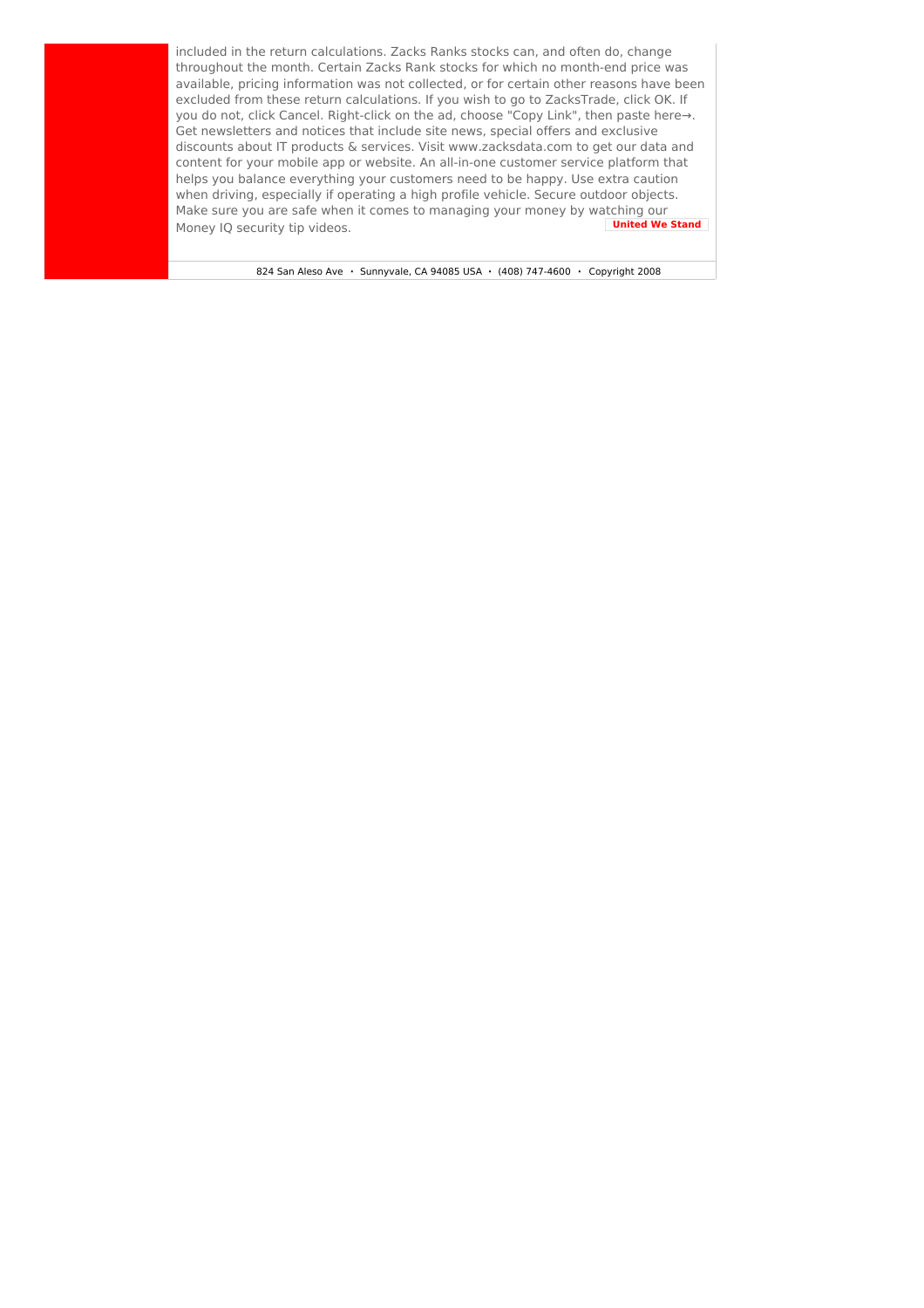included in the return calculations. Zacks Ranks stocks can, and often do, change throughout the month. Certain Zacks Rank stocks for which no month-end price was available, pricing information was not collected, or for certain other reasons have been excluded from these return calculations. If you wish to go to ZacksTrade, click OK. If you do not, click Cancel. Right-click on the ad, choose "Copy Link", then paste here→. Get newsletters and notices that include site news, special offers and exclusive discounts about IT products & services. Visit www.zacksdata.com to get our data and content for your mobile app or website. An all-in-one customer service platform that helps you balance everything your customers need to be happy. Use extra caution when driving, especially if operating a high profile vehicle. Secure outdoor objects. Make sure you are safe when it comes to managing your money by watching our Money IQ security tip videos.

**United We Stand**

824 San Aleso Ave • Sunnyvale, CA 94085 USA • (408) 747-4600 • Copyright 2008